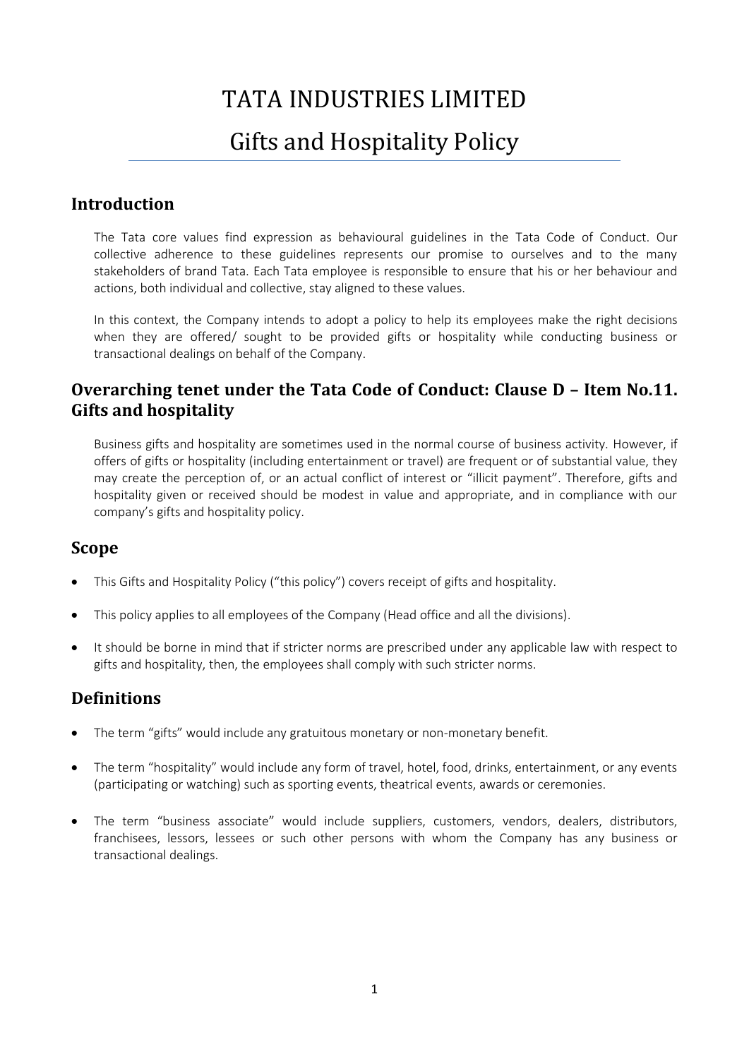# TATA INDUSTRIES LIMITED

# Gifts and Hospitality Policy

## Introduction

The Tata core values find expression as behavioural guidelines in the Tata Code of Conduct. Our collective adherence to these guidelines represents our promise to ourselves and to the many stakeholders of brand Tata. Each Tata employee is responsible to ensure that his or her behaviour and actions, both individual and collective, stay aligned to these values.

In this context, the Company intends to adopt a policy to help its employees make the right decisions when they are offered/ sought to be provided gifts or hospitality while conducting business or transactional dealings on behalf of the Company.

## Overarching tenet under the Tata Code of Conduct: Clause D – Item No.11. Gifts and hospitality

Business gifts and hospitality are sometimes used in the normal course of business activity. However, if offers of gifts or hospitality (including entertainment or travel) are frequent or of substantial value, they may create the perception of, or an actual conflict of interest or "illicit payment". Therefore, gifts and hospitality given or received should be modest in value and appropriate, and in compliance with our company's gifts and hospitality policy.

## Scope

- This Gifts and Hospitality Policy ("this policy") covers receipt of gifts and hospitality.
- This policy applies to all employees of the Company (Head office and all the divisions).
- It should be borne in mind that if stricter norms are prescribed under any applicable law with respect to gifts and hospitality, then, the employees shall comply with such stricter norms.

## Definitions

- The term "gifts" would include any gratuitous monetary or non-monetary benefit.
- The term "hospitality" would include any form of travel, hotel, food, drinks, entertainment, or any events (participating or watching) such as sporting events, theatrical events, awards or ceremonies.
- The term "business associate" would include suppliers, customers, vendors, dealers, distributors, franchisees, lessors, lessees or such other persons with whom the Company has any business or transactional dealings.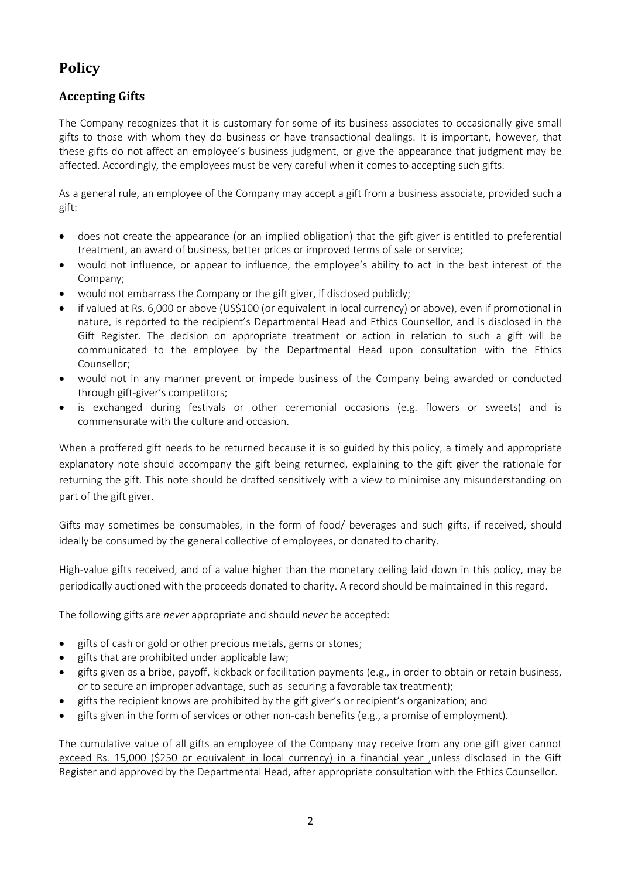# Policy

## Accepting Gifts

The Company recognizes that it is customary for some of its business associates to occasionally give small gifts to those with whom they do business or have transactional dealings. It is important, however, that these gifts do not affect an employee's business judgment, or give the appearance that judgment may be affected. Accordingly, the employees must be very careful when it comes to accepting such gifts.

As a general rule, an employee of the Company may accept a gift from a business associate, provided such a gift:

- does not create the appearance (or an implied obligation) that the gift giver is entitled to preferential treatment, an award of business, better prices or improved terms of sale or service;
- would not influence, or appear to influence, the employee's ability to act in the best interest of the Company;
- would not embarrass the Company or the gift giver, if disclosed publicly;
- if valued at Rs. 6,000 or above (US$100 (or equivalent in local currency) or above), even if promotional in nature, is reported to the recipient's Departmental Head and Ethics Counsellor, and is disclosed in the Gift Register. The decision on appropriate treatment or action in relation to such a gift will be communicated to the employee by the Departmental Head upon consultation with the Ethics Counsellor;
- would not in any manner prevent or impede business of the Company being awarded or conducted through gift-giver's competitors;
- is exchanged during festivals or other ceremonial occasions (e.g. flowers or sweets) and is commensurate with the culture and occasion.

When a proffered gift needs to be returned because it is so guided by this policy, a timely and appropriate explanatory note should accompany the gift being returned, explaining to the gift giver the rationale for returning the gift. This note should be drafted sensitively with a view to minimise any misunderstanding on part of the gift giver.

Gifts may sometimes be consumables, in the form of food/ beverages and such gifts, if received, should ideally be consumed by the general collective of employees, or donated to charity.

High-value gifts received, and of a value higher than the monetary ceiling laid down in this policy, may be periodically auctioned with the proceeds donated to charity. A record should be maintained in this regard.

The following gifts are *never* appropriate and should *never* be accepted:

- gifts of cash or gold or other precious metals, gems or stones;
- gifts that are prohibited under applicable law;
- gifts given as a bribe, payoff, kickback or facilitation payments (e.g., in order to obtain or retain business, or to secure an improper advantage, such as securing a favorable tax treatment);
- gifts the recipient knows are prohibited by the gift giver's or recipient's organization; and
- gifts given in the form of services or other non-cash benefits (e.g., a promise of employment).

The cumulative value of all gifts an employee of the Company may receive from any one gift giver <u>cannot exceed Rs. 15,000 ($250 or equivalent in local currency) in a financial year</u> ,unless disclosed in the Gift Register and approved by the Departmental Head, after appropriate consultation with the Ethics Counsellor.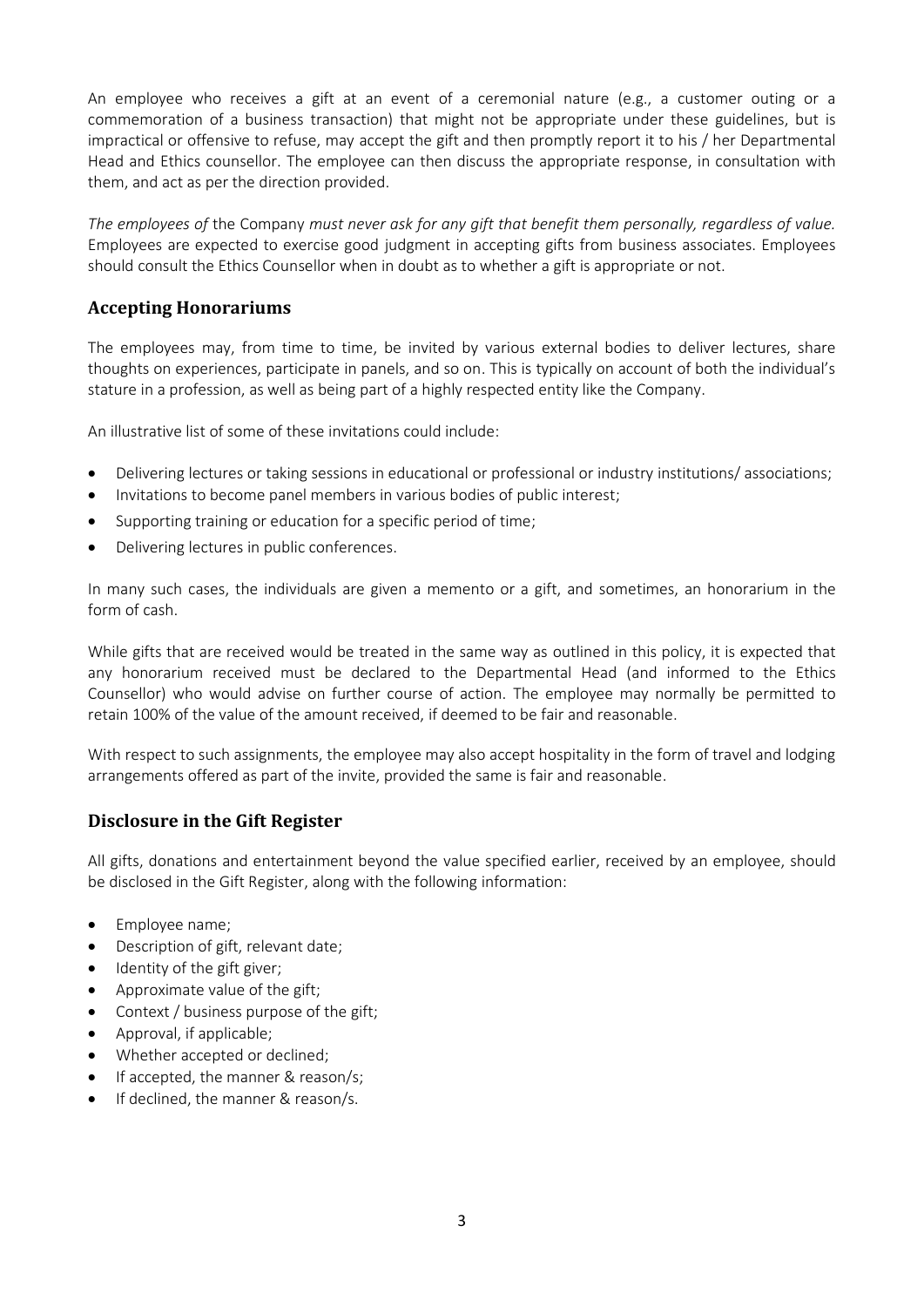An employee who receives a gift at an event of a ceremonial nature (e.g., a customer outing or a commemoration of a business transaction) that might not be appropriate under these guidelines, but is impractical or offensive to refuse, may accept the gift and then promptly report it to his / her Departmental Head and Ethics counsellor. The employee can then discuss the appropriate response, in consultation with them, and act as per the direction provided.

*The employees of* the Company *must never ask for any gift that benefit them personally, regardless of value.* Employees are expected to exercise good judgment in accepting gifts from business associates. Employees should consult the Ethics Counsellor when in doubt as to whether a gift is appropriate or not.

## Accepting Honorariums

The employees may, from time to time, be invited by various external bodies to deliver lectures, share thoughts on experiences, participate in panels, and so on. This is typically on account of both the individual's stature in a profession, as well as being part of a highly respected entity like the Company.

An illustrative list of some of these invitations could include:

- Delivering lectures or taking sessions in educational or professional or industry institutions/ associations;
- Invitations to become panel members in various bodies of public interest;
- Supporting training or education for a specific period of time;
- Delivering lectures in public conferences.

In many such cases, the individuals are given a memento or a gift, and sometimes, an honorarium in the form of cash.

While gifts that are received would be treated in the same way as outlined in this policy, it is expected that any honorarium received must be declared to the Departmental Head (and informed to the Ethics Counsellor) who would advise on further course of action. The employee may normally be permitted to retain 100% of the value of the amount received, if deemed to be fair and reasonable.

With respect to such assignments, the employee may also accept hospitality in the form of travel and lodging arrangements offered as part of the invite, provided the same is fair and reasonable.

## Disclosure in the Gift Register

All gifts, donations and entertainment beyond the value specified earlier, received by an employee, should be disclosed in the Gift Register, along with the following information:

- Employee name;
- Description of gift, relevant date;
- Identity of the gift giver;
- Approximate value of the gift;
- Context / business purpose of the gift;
- Approval, if applicable;
- Whether accepted or declined;
- If accepted, the manner & reason/s;
- If declined, the manner & reason/s.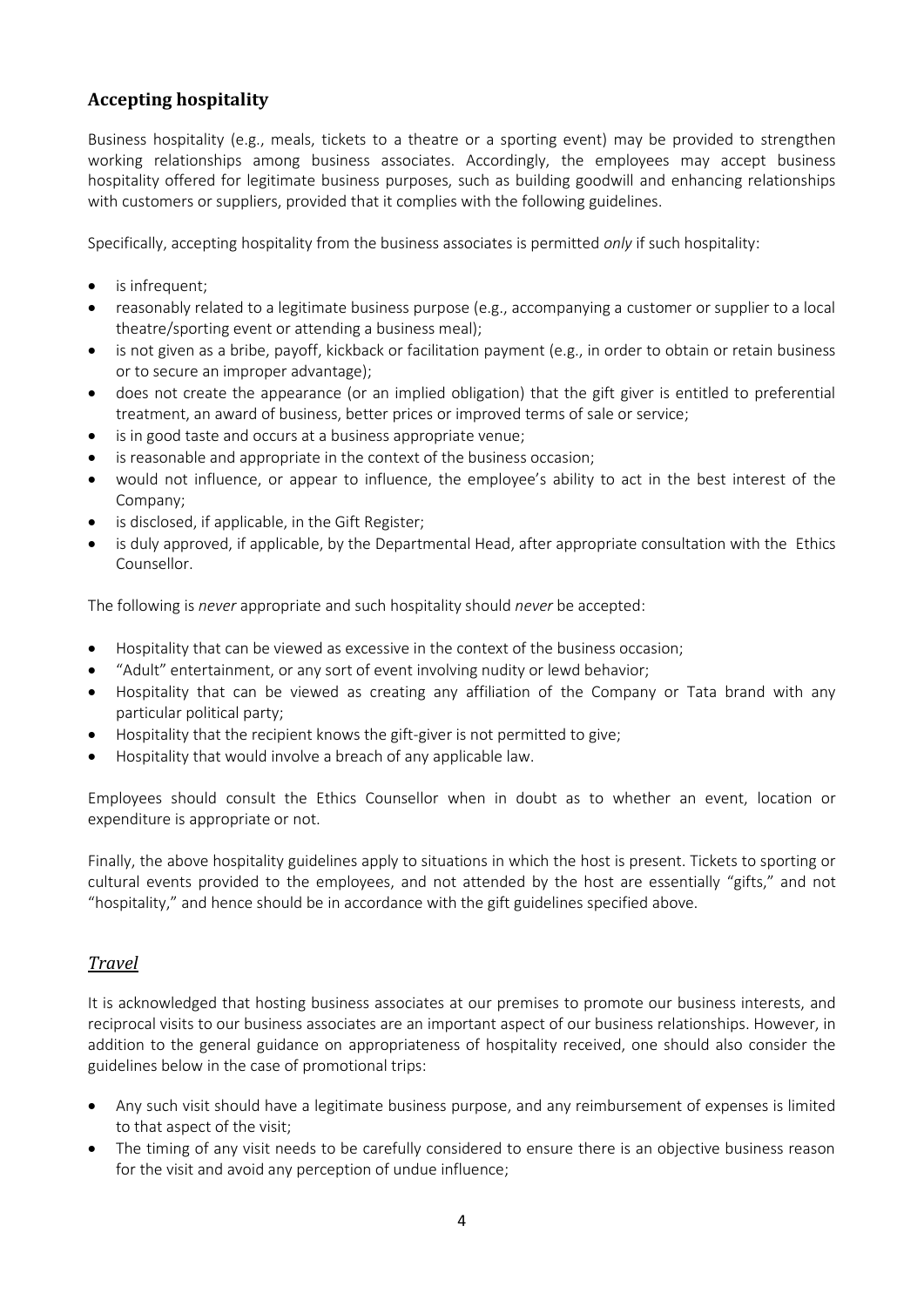## Accepting hospitality

Business hospitality (e.g., meals, tickets to a theatre or a sporting event) may be provided to strengthen working relationships among business associates. Accordingly, the employees may accept business hospitality offered for legitimate business purposes, such as building goodwill and enhancing relationships with customers or suppliers, provided that it complies with the following guidelines.

Specifically, accepting hospitality from the business associates is permitted *only* if such hospitality:

- is infrequent;
- reasonably related to a legitimate business purpose (e.g., accompanying a customer or supplier to a local theatre/sporting event or attending a business meal);
- is not given as a bribe, payoff, kickback or facilitation payment (e.g., in order to obtain or retain business or to secure an improper advantage);
- does not create the appearance (or an implied obligation) that the gift giver is entitled to preferential treatment, an award of business, better prices or improved terms of sale or service;
- is in good taste and occurs at a business appropriate venue;
- is reasonable and appropriate in the context of the business occasion;
- would not influence, or appear to influence, the employee's ability to act in the best interest of the Company;
- is disclosed, if applicable, in the Gift Register;
- is duly approved, if applicable, by the Departmental Head, after appropriate consultation with the Ethics Counsellor.

The following is *never* appropriate and such hospitality should *never* be accepted:

- Hospitality that can be viewed as excessive in the context of the business occasion;
- "Adult" entertainment, or any sort of event involving nudity or lewd behavior;
- Hospitality that can be viewed as creating any affiliation of the Company or Tata brand with any particular political party;
- Hospitality that the recipient knows the gift-giver is not permitted to give;
- Hospitality that would involve a breach of any applicable law.

Employees should consult the Ethics Counsellor when in doubt as to whether an event, location or expenditure is appropriate or not.

Finally, the above hospitality guidelines apply to situations in which the host is present. Tickets to sporting or cultural events provided to the employees, and not attended by the host are essentially "gifts," and not "hospitality," and hence should be in accordance with the gift guidelines specified above.

### *Travel*

It is acknowledged that hosting business associates at our premises to promote our business interests, and reciprocal visits to our business associates are an important aspect of our business relationships. However, in addition to the general guidance on appropriateness of hospitality received, one should also consider the guidelines below in the case of promotional trips:

- Any such visit should have a legitimate business purpose, and any reimbursement of expenses is limited to that aspect of the visit;
- The timing of any visit needs to be carefully considered to ensure there is an objective business reason for the visit and avoid any perception of undue influence;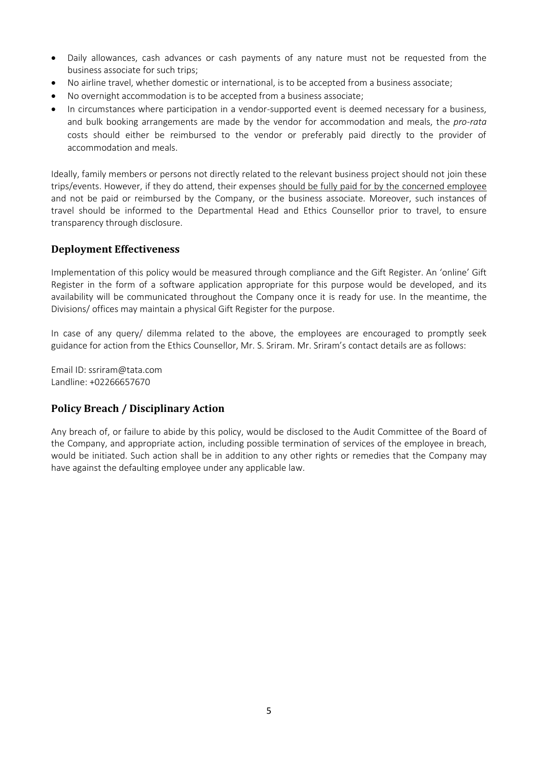- Daily allowances, cash advances or cash payments of any nature must not be requested from the business associate for such trips;
- No airline travel, whether domestic or international, is to be accepted from a business associate;
- No overnight accommodation is to be accepted from a business associate;
- In circumstances where participation in a vendor-supported event is deemed necessary for a business, and bulk booking arrangements are made by the vendor for accommodation and meals, the *pro-rata* costs should either be reimbursed to the vendor or preferably paid directly to the provider of accommodation and meals.

Ideally, family members or persons not directly related to the relevant business project should not join these trips/events. However, if they do attend, their expenses should be fully paid for by the concerned employee and not be paid or reimbursed by the Company, or the business associate. Moreover, such instances of travel should be informed to the Departmental Head and Ethics Counsellor prior to travel, to ensure transparency through disclosure.

## Deployment Effectiveness

Implementation of this policy would be measured through compliance and the Gift Register. An 'online' Gift Register in the form of a software application appropriate for this purpose would be developed, and its availability will be communicated throughout the Company once it is ready for use. In the meantime, the Divisions/ offices may maintain a physical Gift Register for the purpose.

In case of any query/ dilemma related to the above, the employees are encouraged to promptly seek guidance for action from the Ethics Counsellor, Mr. S. Sriram. Mr. Sriram's contact details are as follows:

Email ID: ssriram@tata.com
Landline: +02266657670

## Policy Breach / Disciplinary Action

Any breach of, or failure to abide by this policy, would be disclosed to the Audit Committee of the Board of the Company, and appropriate action, including possible termination of services of the employee in breach, would be initiated. Such action shall be in addition to any other rights or remedies that the Company may have against the defaulting employee under any applicable law.